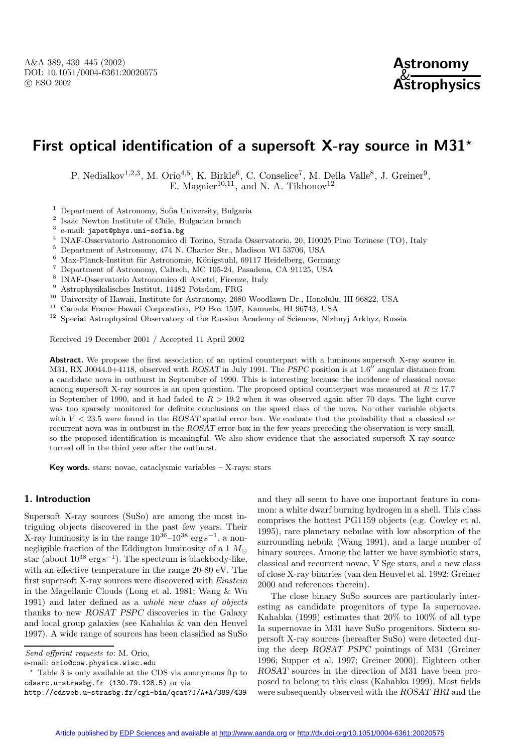# First optical identification of a supersoft X-ray source in M31*

P. Nedialkov[1,2,3], M. Orio[4,5], K. Birkle[6], C. Conselice[7], M. Della Valle[8], J. Greiner[9], E. Magnier[10,11], and N. A. Tikhonov[12]

[1] Department of Astronomy, Sofia University, Bulgaria
[2] Isaac Newton Institute of Chile, Bulgarian branch
[3] e-mail: japet@phys.uni-sofia.bg
[4] INAF-Osservatorio Astronomico di Torino, Strada Osservatorio, 20, I10025 Pino Torinese (TO), Italy
[5] Department of Astronomy, 474 N. Charter Str., Madison WI 53706, USA
[6] Max-Planck-Institut für Astronomie, Königstuhl, 69117 Heidelberg, Germany
[7] Department of Astronomy, Caltech, MC 105-24, Pasadena, CA 91125, USA
[8] INAF-Osservatorio Astronomico di Arcetri, Firenze, Italy
[9] Astrophysikalisches Institut, 14482 Potsdam, FRG
[10] University of Hawaii, Institute for Astronomy, 2680 Woodlawn Dr., Honolulu, HI 96822, USA
[11] Canada France Hawaii Corporation, PO Box 1597, Kamuela, HI 96743, USA
[12] Special Astrophysical Observatory of the Russian Academy of Sciences, Nizhnyj Arkhyz, Russia

Received 19 December 2001 / Accepted 11 April 2002

**Abstract.** We propose the first association of an optical counterpart with a luminous supersoft X-ray source in M31, RX J0044.0+4118, observed with *ROSAT* in July 1991. The *PSPC* position is at $1.6''$ angular distance from a candidate nova in outburst in September of 1990. This is interesting because the incidence of classical novae among supersoft X-ray sources is an open question. The proposed optical counterpart was measured at $R \simeq 17.7$ in September of 1990, and it had faded to $R > 19.2$ when it was observed again after 70 days. The light curve was too sparsely monitored for definite conclusions on the speed class of the nova. No other variable objects with $V < 23.5$ were found in the *ROSAT* spatial error box. We evaluate that the probability that a classical or recurrent nova was in outburst in the *ROSAT* error box in the few years preceding the observation is very small, so the proposed identification is meaningful. We also show evidence that the associated supersoft X-ray source turned off in the third year after the outburst.

**Key words.** stars: novae, cataclysmic variables – X-rays: stars

## 1. Introduction

Supersoft X-ray sources (SuSo) are among the most intriguing objects discovered in the past few years. Their X-ray luminosity is in the range $10^{36}$–$10^{38}$ erg s$^{-1}$, a non-negligible fraction of the Eddington luminosity of a 1 $M_\odot$ star (about $10^{38}$ erg s$^{-1}$). The spectrum is blackbody-like, with an effective temperature in the range 20-80 eV. The first supersoft X-ray sources were discovered with *Einstein* in the Magellanic Clouds (Long et al. 1981; Wang & Wu 1991) and later defined as a *whole new class of objects* thanks to new *ROSAT PSPC* discoveries in the Galaxy and local group galaxies (see Kahabka & van den Heuvel 1997). A wide range of sources has been classified as SuSo and they all seem to have one important feature in common: a white dwarf burning hydrogen in a shell. This class comprises the hottest PG1159 objects (e.g. Cowley et al. 1995), rare planetary nebulae with low absorption of the surrounding nebula (Wang 1991), and a large number of binary sources. Among the latter we have symbiotic stars, classical and recurrent novae, V Sge stars, and a new class of close X-ray binaries (van den Heuvel et al. 1992; Greiner 2000 and references therein).

The close binary SuSo sources are particularly interesting as candidate progenitors of type Ia supernovae. Kahabka (1999) estimates that 20% to 100% of all type Ia supernovae in M31 have SuSo progenitors. Sixteen supersoft X-ray sources (hereafter SuSo) were detected during the deep *ROSAT PSPC* pointings of M31 (Greiner 1996; Supper et al. 1997; Greiner 2000). Eighteen other *ROSAT* sources in the direction of M31 have been proposed to belong to this class (Kahabka 1999). Most fields were subsequently observed with the *ROSAT HRI* and the

---

*Send offprint requests to*: M. Orio,
e-mail: orio@cow.physics.wisc.edu

* Table 3 is only available at the CDS via anonymous ftp to cdsarc.u-strasbg.fr (130.79.128.5) or via http://cdsweb.u-strasbg.fr/cgi-bin/qcat?J/A+A/389/439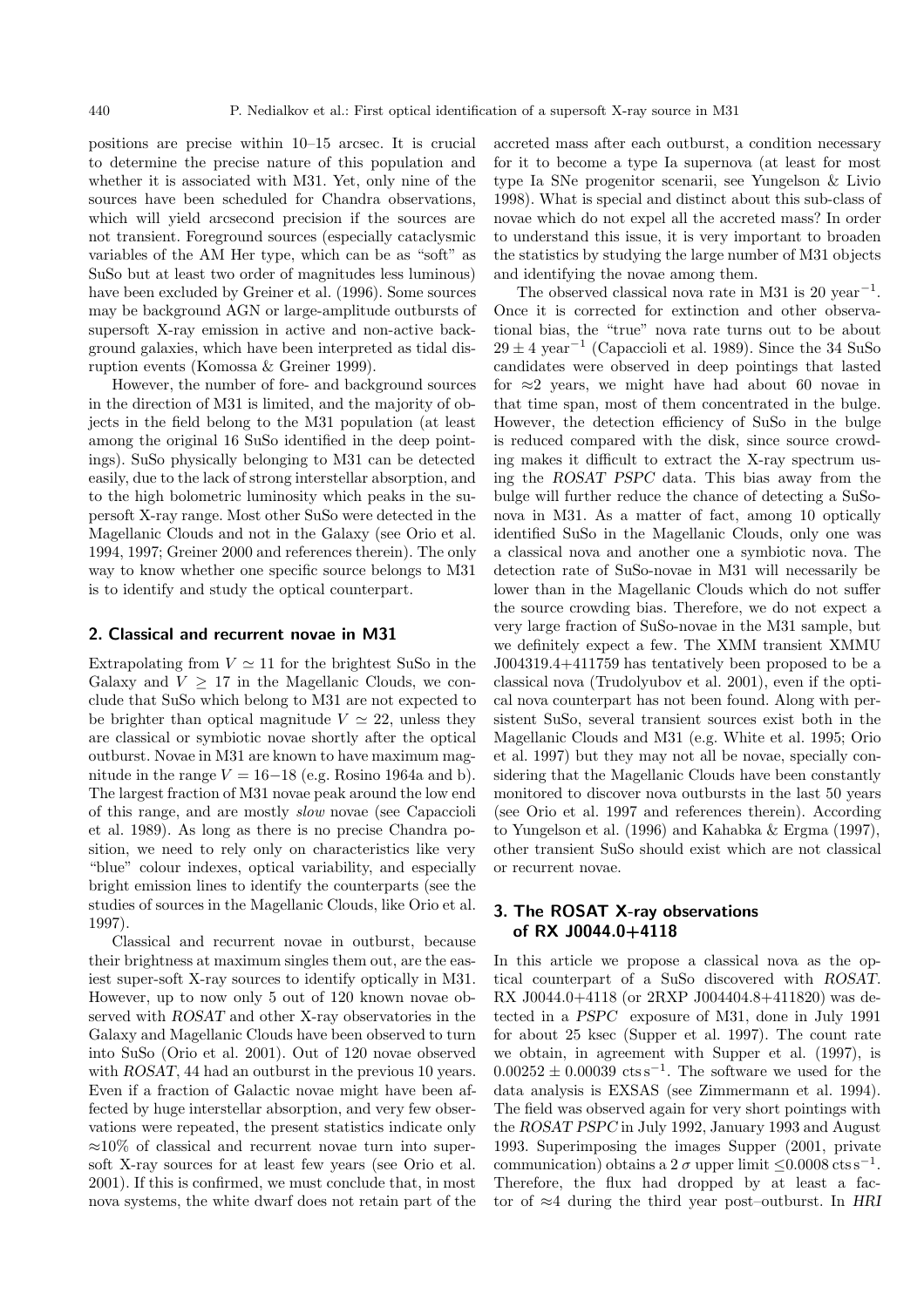positions are precise within 10–15 arcsec. It is crucial to determine the precise nature of this population and whether it is associated with M31. Yet, only nine of the sources have been scheduled for Chandra observations, which will yield arcsecond precision if the sources are not transient. Foreground sources (especially cataclysmic variables of the AM Her type, which can be as "soft" as SuSo but at least two order of magnitudes less luminous) have been excluded by Greiner et al. (1996). Some sources may be background AGN or large-amplitude outbursts of supersoft X-ray emission in active and non-active background galaxies, which have been interpreted as tidal disruption events (Komossa & Greiner 1999).

However, the number of fore- and background sources in the direction of M31 is limited, and the majority of objects in the field belong to the M31 population (at least among the original 16 SuSo identified in the deep pointings). SuSo physically belonging to M31 can be detected easily, due to the lack of strong interstellar absorption, and to the high bolometric luminosity which peaks in the supersoft X-ray range. Most other SuSo were detected in the Magellanic Clouds and not in the Galaxy (see Orio et al. 1994, 1997; Greiner 2000 and references therein). The only way to know whether one specific source belongs to M31 is to identify and study the optical counterpart.

## 2. Classical and recurrent novae in M31

Extrapolating from $V \simeq 11$ for the brightest SuSo in the Galaxy and $V \geq 17$ in the Magellanic Clouds, we conclude that SuSo which belong to M31 are not expected to be brighter than optical magnitude $V \simeq 22$, unless they are classical or symbiotic novae shortly after the optical outburst. Novae in M31 are known to have maximum magnitude in the range $V = 16{-}18$ (e.g. Rosino 1964a and b). The largest fraction of M31 novae peak around the low end of this range, and are mostly *slow* novae (see Capaccioli et al. 1989). As long as there is no precise Chandra position, we need to rely only on characteristics like very "blue" colour indexes, optical variability, and especially bright emission lines to identify the counterparts (see the studies of sources in the Magellanic Clouds, like Orio et al. 1997).

Classical and recurrent novae in outburst, because their brightness at maximum singles them out, are the easiest super-soft X-ray sources to identify optically in M31. However, up to now only 5 out of 120 known novae observed with *ROSAT* and other X-ray observatories in the Galaxy and Magellanic Clouds have been observed to turn into SuSo (Orio et al. 2001). Out of 120 novae observed with *ROSAT*, 44 had an outburst in the previous 10 years. Even if a fraction of Galactic novae might have been affected by huge interstellar absorption, and very few observations were repeated, the present statistics indicate only $\approx$10% of classical and recurrent novae turn into supersoft X-ray sources for at least few years (see Orio et al. 2001). If this is confirmed, we must conclude that, in most nova systems, the white dwarf does not retain part of the accreted mass after each outburst, a condition necessary for it to become a type Ia supernova (at least for most type Ia SNe progenitor scenarii, see Yungelson & Livio 1998). What is special and distinct about this sub-class of novae which do not expel all the accreted mass? In order to understand this issue, it is very important to broaden the statistics by studying the large number of M31 objects and identifying the novae among them.

The observed classical nova rate in M31 is 20 year$^{-1}$. Once it is corrected for extinction and other observational bias, the "true" nova rate turns out to be about $29 \pm 4$ year$^{-1}$ (Capaccioli et al. 1989). Since the 34 SuSo candidates were observed in deep pointings that lasted for $\approx$2 years, we might have had about 60 novae in that time span, most of them concentrated in the bulge. However, the detection efficiency of SuSo in the bulge is reduced compared with the disk, since source crowding makes it difficult to extract the X-ray spectrum using the *ROSAT PSPC* data. This bias away from the bulge will further reduce the chance of detecting a SuSo-nova in M31. As a matter of fact, among 10 optically identified SuSo in the Magellanic Clouds, only one was a classical nova and another one a symbiotic nova. The detection rate of SuSo-novae in M31 will necessarily be lower than in the Magellanic Clouds which do not suffer the source crowding bias. Therefore, we do not expect a very large fraction of SuSo-novae in the M31 sample, but we definitely expect a few. The XMM transient XMMU J004319.4+411759 has tentatively been proposed to be a classical nova (Trudolyubov et al. 2001), even if the optical nova counterpart has not been found. Along with persistent SuSo, several transient sources exist both in the Magellanic Clouds and M31 (e.g. White et al. 1995; Orio et al. 1997) but they may not all be novae, specially considering that the Magellanic Clouds have been constantly monitored to discover nova outbursts in the last 50 years (see Orio et al. 1997 and references therein). According to Yungelson et al. (1996) and Kahabka & Ergma (1997), other transient SuSo should exist which are not classical or recurrent novae.

## 3. The ROSAT X-ray observations of RX J0044.0+4118

In this article we propose a classical nova as the optical counterpart of a SuSo discovered with *ROSAT*. RX J0044.0+4118 (or 2RXP J004404.8+411820) was detected in a *PSPC* exposure of M31, done in July 1991 for about 25 ksec (Supper et al. 1997). The count rate we obtain, in agreement with Supper et al. (1997), is $0.00252 \pm 0.00039$ cts s$^{-1}$. The software we used for the data analysis is EXSAS (see Zimmermann et al. 1994). The field was observed again for very short pointings with the *ROSAT PSPC* in July 1992, January 1993 and August 1993. Superimposing the images Supper (2001, private communication) obtains a 2 $\sigma$ upper limit $\leq$0.0008 cts s$^{-1}$. Therefore, the flux had dropped by at least a factor of $\approx$4 during the third year post–outburst. In *HRI*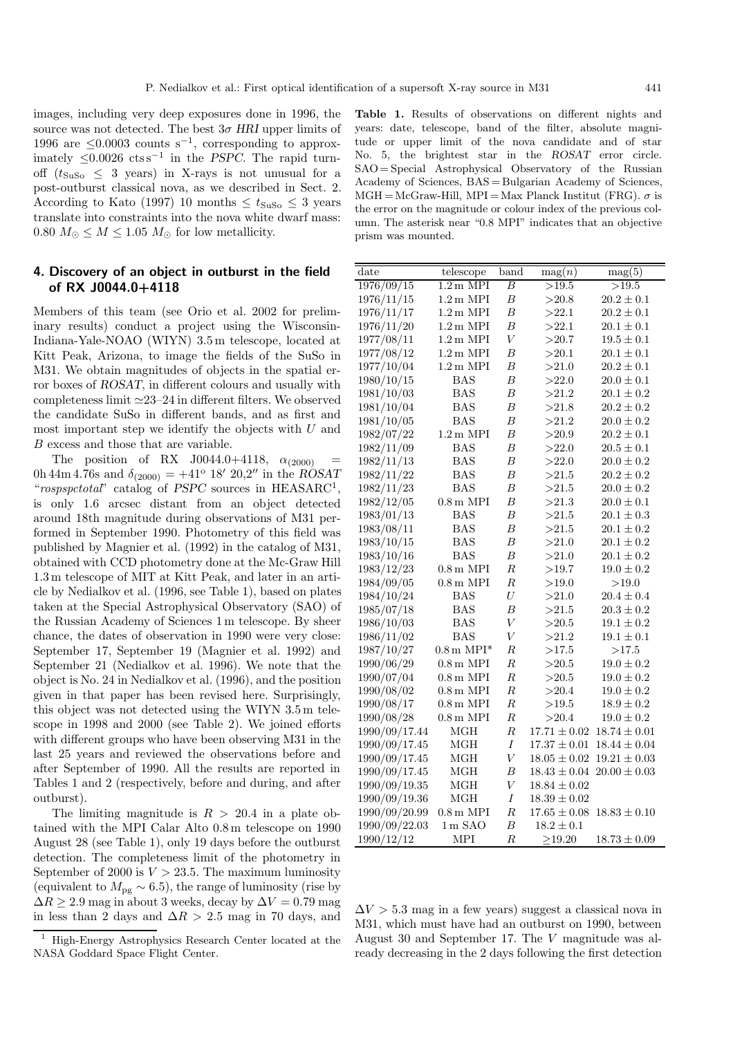images, including very deep exposures done in 1996, the source was not detected. The best $3\sigma$ *HRI* upper limits of 1996 are $\leq$0.0003 counts s$^{-1}$, corresponding to approximately $\leq$0.0026 cts s$^{-1}$ in the *PSPC*. The rapid turnoff ($t_{\rm SuSo} \leq 3$ years) in X-rays is not unusual for a post-outburst classical nova, as we described in Sect. 2. According to Kato (1997) 10 months $\leq t_{\rm SuSo} \leq 3$ years translate into constraints into the nova white dwarf mass: $0.80\ M_\odot \leq M \leq 1.05\ M_\odot$ for low metallicity.

## 4. Discovery of an object in outburst in the field of RX J0044.0+4118

Members of this team (see Orio et al. 2002 for preliminary results) conduct a project using the Wisconsin-Indiana-Yale-NOAO (WIYN) 3.5 m telescope, located at Kitt Peak, Arizona, to image the fields of the SuSo in M31. We obtain magnitudes of objects in the spatial error boxes of *ROSAT*, in different colours and usually with completeness limit $\simeq$23–24 in different filters. We observed the candidate SuSo in different bands, and as first and most important step we identify the objects with $U$ and $B$ excess and those that are variable.

The position of RX J0044.0+4118, $\alpha_{(2000)}$ = 0h 44m 4.76s and $\delta_{(2000)} = +41^{\rm o}\ 18'\ 20{,}2''$ in the *ROSAT* "*rospspctotal*" catalog of *PSPC* sources in HEASARC[1], is only 1.6 arcsec distant from an object detected around 18th magnitude during observations of M31 performed in September 1990. Photometry of this field was published by Magnier et al. (1992) in the catalog of M31, obtained with CCD photometry done at the Mc-Graw Hill 1.3 m telescope of MIT at Kitt Peak, and later in an article by Nedialkov et al. (1996, see Table 1), based on plates taken at the Special Astrophysical Observatory (SAO) of the Russian Academy of Sciences 1 m telescope. By sheer chance, the dates of observation in 1990 were very close: September 17, September 19 (Magnier et al. 1992) and September 21 (Nedialkov et al. 1996). We note that the object is No. 24 in Nedialkov et al. (1996), and the position given in that paper has been revised here. Surprisingly, this object was not detected using the WIYN 3.5 m telescope in 1998 and 2000 (see Table 2). We joined efforts with different groups who have been observing M31 in the last 25 years and reviewed the observations before and after September of 1990. All the results are reported in Tables 1 and 2 (respectively, before and during, and after outburst).

The limiting magnitude is $R > 20.4$ in a plate obtained with the MPI Calar Alto 0.8 m telescope on 1990 August 28 (see Table 1), only 19 days before the outburst detection. The completeness limit of the photometry in September of 2000 is $V > 23.5$. The maximum luminosity (equivalent to $M_{\rm pg} \sim 6.5$), the range of luminosity (rise by $\Delta R \geq 2.9$ mag in about 3 weeks, decay by $\Delta V = 0.79$ mag in less than 2 days and $\Delta R > 2.5$ mag in 70 days, and $\Delta V > 5.3$ mag in a few years) suggest a classical nova in M31, which must have had an outburst on 1990, between August 30 and September 17. The $V$ magnitude was already decreasing in the 2 days following the first detection

[1] High-Energy Astrophysics Research Center located at the NASA Goddard Space Flight Center.

**Table 1.** Results of observations on different nights and years: date, telescope, band of the filter, absolute magnitude or upper limit of the nova candidate and of star No. 5, the brightest star in the *ROSAT* error circle. SAO = Special Astrophysical Observatory of the Russian Academy of Sciences, BAS = Bulgarian Academy of Sciences, MGH = McGraw-Hill, MPI = Max Planck Institut (FRG). $\sigma$ is the error on the magnitude or colour index of the previous column. The asterisk near "0.8 MPI" indicates that an objective prism was mounted.

| date | telescope | band | mag($n$) | mag(5) |
|---|---|---|---|---|
| 1976/09/15 | 1.2 m MPI | $B$ | >19.5 | >19.5 |
| 1976/11/15 | 1.2 m MPI | $B$ | >20.8 | $20.2 \pm 0.1$ |
| 1976/11/17 | 1.2 m MPI | $B$ | >22.1 | $20.2 \pm 0.1$ |
| 1976/11/20 | 1.2 m MPI | $B$ | >22.1 | $20.1 \pm 0.1$ |
| 1977/08/11 | 1.2 m MPI | $V$ | >20.7 | $19.5 \pm 0.1$ |
| 1977/08/12 | 1.2 m MPI | $B$ | >20.1 | $20.1 \pm 0.1$ |
| 1977/10/04 | 1.2 m MPI | $B$ | >21.0 | $20.2 \pm 0.1$ |
| 1980/10/15 | BAS | $B$ | >22.0 | $20.0 \pm 0.1$ |
| 1981/10/03 | BAS | $B$ | >21.2 | $20.1 \pm 0.2$ |
| 1981/10/04 | BAS | $B$ | >21.8 | $20.2 \pm 0.2$ |
| 1981/10/05 | BAS | $B$ | >21.2 | $20.0 \pm 0.2$ |
| 1982/07/22 | 1.2 m MPI | $B$ | >20.9 | $20.2 \pm 0.1$ |
| 1982/11/09 | BAS | $B$ | >22.0 | $20.5 \pm 0.1$ |
| 1982/11/13 | BAS | $B$ | >22.0 | $20.0 \pm 0.2$ |
| 1982/11/22 | BAS | $B$ | >21.5 | $20.2 \pm 0.2$ |
| 1982/11/23 | BAS | $B$ | >21.5 | $20.0 \pm 0.2$ |
| 1982/12/05 | 0.8 m MPI | $B$ | >21.3 | $20.0 \pm 0.1$ |
| 1983/01/13 | BAS | $B$ | >21.5 | $20.1 \pm 0.3$ |
| 1983/08/11 | BAS | $B$ | >21.5 | $20.1 \pm 0.2$ |
| 1983/10/15 | BAS | $B$ | >21.0 | $20.1 \pm 0.2$ |
| 1983/10/16 | BAS | $B$ | >21.0 | $20.1 \pm 0.2$ |
| 1983/12/23 | 0.8 m MPI | $R$ | >19.7 | $19.0 \pm 0.2$ |
| 1984/09/05 | 0.8 m MPI | $R$ | >19.0 | >19.0 |
| 1984/10/24 | BAS | $U$ | >21.0 | $20.4 \pm 0.4$ |
| 1985/07/18 | BAS | $B$ | >21.5 | $20.3 \pm 0.2$ |
| 1986/10/03 | BAS | $V$ | >20.5 | $19.1 \pm 0.2$ |
| 1986/11/02 | BAS | $V$ | >21.2 | $19.1 \pm 0.1$ |
| 1987/10/27 | 0.8 m MPI* | $R$ | >17.5 | >17.5 |
| 1990/06/29 | 0.8 m MPI | $R$ | >20.5 | $19.0 \pm 0.2$ |
| 1990/07/04 | 0.8 m MPI | $R$ | >20.5 | $19.0 \pm 0.2$ |
| 1990/08/02 | 0.8 m MPI | $R$ | >20.4 | $19.0 \pm 0.2$ |
| 1990/08/17 | 0.8 m MPI | $R$ | >19.5 | $18.9 \pm 0.2$ |
| 1990/08/28 | 0.8 m MPI | $R$ | >20.4 | $19.0 \pm 0.2$ |
| 1990/09/17.44 | MGH | $R$ | $17.71 \pm 0.02$ | $18.74 \pm 0.01$ |
| 1990/09/17.45 | MGH | $I$ | $17.37 \pm 0.01$ | $18.44 \pm 0.04$ |
| 1990/09/17.45 | MGH | $V$ | $18.05 \pm 0.02$ | $19.21 \pm 0.03$ |
| 1990/09/17.45 | MGH | $B$ | $18.43 \pm 0.04$ | $20.00 \pm 0.03$ |
| 1990/09/19.35 | MGH | $V$ | $18.84 \pm 0.02$ | |
| 1990/09/19.36 | MGH | $I$ | $18.39 \pm 0.02$ | |
| 1990/09/20.99 | 0.8 m MPI | $R$ | $17.65 \pm 0.08$ | $18.83 \pm 0.10$ |
| 1990/09/22.03 | 1 m SAO | $B$ | $18.2 \pm 0.1$ | |
| 1990/12/12 | MPI | $R$ | $\geq$19.20 | $18.73 \pm 0.09$ |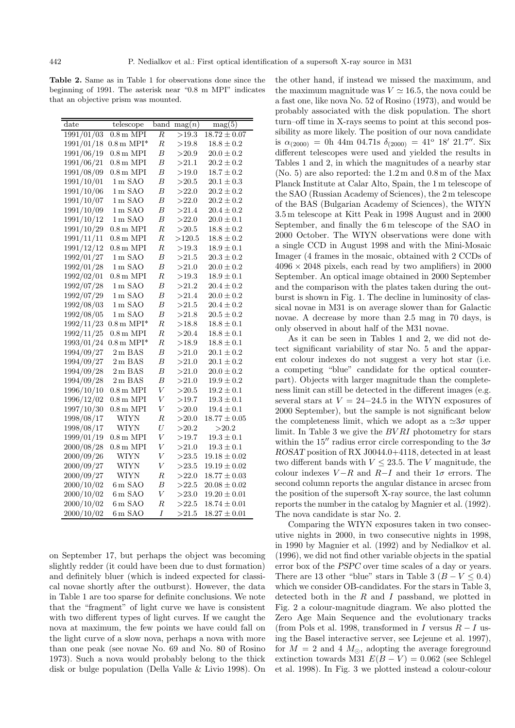**Table 2.** Same as in Table 1 for observations done since the beginning of 1991. The asterisk near "0.8 m MPI" indicates that an objective prism was mounted.

| date | telescope | band | mag($n$) | mag(5) |
|---|---|---|---|---|
| 1991/01/03 | 0.8 m MPI | $R$ | >19.3 | $18.72 \pm 0.07$ |
| 1991/01/18 | 0.8 m MPI* | $R$ | >19.8 | $18.8 \pm 0.2$ |
| 1991/06/19 | 0.8 m MPI | $B$ | >20.9 | $20.0 \pm 0.2$ |
| 1991/06/21 | 0.8 m MPI | $B$ | >21.1 | $20.2 \pm 0.2$ |
| 1991/08/09 | 0.8 m MPI | $B$ | >19.0 | $18.7 \pm 0.2$ |
| 1991/10/01 | 1 m SAO | $B$ | >20.5 | $20.1 \pm 0.3$ |
| 1991/10/06 | 1 m SAO | $B$ | >22.0 | $20.2 \pm 0.2$ |
| 1991/10/07 | 1 m SAO | $B$ | >22.0 | $20.2 \pm 0.2$ |
| 1991/10/09 | 1 m SAO | $B$ | >21.4 | $20.4 \pm 0.2$ |
| 1991/10/12 | 1 m SAO | $B$ | >22.0 | $20.0 \pm 0.1$ |
| 1991/10/29 | 0.8 m MPI | $R$ | >20.5 | $18.8 \pm 0.2$ |
| 1991/11/11 | 0.8 m MPI | $R$ | >120.5 | $18.8 \pm 0.2$ |
| 1991/12/12 | 0.8 m MPI | $R$ | >19.3 | $18.9 \pm 0.1$ |
| 1992/01/27 | 1 m SAO | $B$ | >21.5 | $20.3 \pm 0.2$ |
| 1992/01/28 | 1 m SAO | $B$ | >21.0 | $20.0 \pm 0.2$ |
| 1992/02/01 | 0.8 m MPI | $R$ | >19.3 | $18.9 \pm 0.1$ |
| 1992/07/28 | 1 m SAO | $B$ | >21.2 | $20.4 \pm 0.2$ |
| 1992/07/29 | 1 m SAO | $B$ | >21.4 | $20.0 \pm 0.2$ |
| 1992/08/03 | 1 m SAO | $B$ | >21.5 | $20.4 \pm 0.2$ |
| 1992/08/05 | 1 m SAO | $B$ | >21.8 | $20.5 \pm 0.2$ |
| 1992/11/23 | 0.8 m MPI* | $R$ | >18.8 | $18.8 \pm 0.1$ |
| 1992/11/25 | 0.8 m MPI | $R$ | >20.4 | $18.8 \pm 0.1$ |
| 1993/01/24 | 0.8 m MPI* | $R$ | >18.9 | $18.8 \pm 0.1$ |
| 1994/09/27 | 2 m BAS | $B$ | >21.0 | $20.1 \pm 0.2$ |
| 1994/09/27 | 2 m BAS | $B$ | >21.0 | $20.1 \pm 0.2$ |
| 1994/09/28 | 2 m BAS | $B$ | >21.0 | $20.0 \pm 0.2$ |
| 1994/09/28 | 2 m BAS | $B$ | >21.0 | $19.9 \pm 0.2$ |
| 1996/10/10 | 0.8 m MPI | $V$ | >20.5 | $19.2 \pm 0.1$ |
| 1996/12/02 | 0.8 m MPI | $V$ | >19.7 | $19.3 \pm 0.1$ |
| 1997/10/30 | 0.8 m MPI | $V$ | >20.0 | $19.4 \pm 0.1$ |
| 1998/08/17 | WIYN | $R$ | >20.0 | $18.77 \pm 0.05$ |
| 1998/08/17 | WIYN | $U$ | >20.2 | >20.2 |
| 1999/01/19 | 0.8 m MPI | $V$ | >19.7 | $19.3 \pm 0.1$ |
| 2000/08/28 | 0.8 m MPI | $V$ | >21.0 | $19.3 \pm 0.1$ |
| 2000/09/26 | WIYN | $V$ | >23.5 | $19.18 \pm 0.02$ |
| 2000/09/27 | WIYN | $V$ | >23.5 | $19.19 \pm 0.02$ |
| 2000/09/27 | WIYN | $R$ | >22.0 | $18.77 \pm 0.03$ |
| 2000/10/02 | 6 m SAO | $B$ | >22.5 | $20.08 \pm 0.02$ |
| 2000/10/02 | 6 m SAO | $V$ | >23.0 | $19.20 \pm 0.01$ |
| 2000/10/02 | 6 m SAO | $R$ | >22.5 | $18.74 \pm 0.01$ |
| 2000/10/02 | 6 m SAO | $I$ | >21.5 | $18.27 \pm 0.01$ |

on September 17, but perhaps the object was becoming slightly redder (it could have been due to dust formation) and definitely bluer (which is indeed expected for classical novae shortly after the outburst). However, the data in Table 1 are too sparse for definite conclusions. We note that the "fragment" of light curve we have is consistent with two different types of light curves. If we caught the nova at maximum, the few points we have could fall on the light curve of a slow nova, perhaps a nova with more than one peak (see novae No. 69 and No. 80 of Rosino 1973). Such a nova would probably belong to the thick disk or bulge population (Della Valle & Livio 1998). On the other hand, if instead we missed the maximum, and the maximum magnitude was $V \simeq 16.5$, the nova could be a fast one, like nova No. 52 of Rosino (1973), and would be probably associated with the disk population. The short turn–off time in X-rays seems to point at this second possibility as more likely. The position of our nova candidate is $\alpha_{(2000)}$ = 0h 44m 04.71s $\delta_{(2000)}$ = 41° 18′ 21.7″. Six different telescopes were used and yielded the results in Tables 1 and 2, in which the magnitudes of a nearby star (No. 5) are also reported: the 1.2 m and 0.8 m of the Max Planck Institute at Calar Alto, Spain, the 1 m telescope of the SAO (Russian Academy of Sciences), the 2 m telescope of the BAS (Bulgarian Academy of Sciences), the WIYN 3.5 m telescope at Kitt Peak in 1998 August and in 2000 September, and finally the 6 m telescope of the SAO in 2000 October. The WIYN observations were done with a single CCD in August 1998 and with the Mini-Mosaic Imager (4 frames in the mosaic, obtained with 2 CCDs of $4096 \times 2048$ pixels, each read by two amplifiers) in 2000 September. An optical image obtained in 2000 September and the comparison with the plates taken during the outburst is shown in Fig. 1. The decline in luminosity of classical novae in M31 is on average slower than for Galactic novae. A decrease by more than 2.5 mag in 70 days, is only observed in about half of the M31 novae.

As it can be seen in Tables 1 and 2, we did not detect significant variability of star No. 5 and the apparent colour indexes do not suggest a very hot star (i.e. a competing "blue" candidate for the optical counterpart). Objects with larger magnitude than the completeness limit can still be detected in the different images (e.g. several stars at $V = 24-24.5$ in the WIYN exposures of 2000 September), but the sample is not significant below the completeness limit, which we adopt as a $\simeq 3\sigma$ upper limit. In Table 3 we give the $BVRI$ photometry for stars within the 15″ radius error circle corresponding to the $3\sigma$ *ROSAT* position of RX J0044.0+4118, detected in at least two different bands with $V \leq 23.5$. The $V$ magnitude, the colour indexes $V-R$ and $R-I$ and their $1\sigma$ errors. The second column reports the angular distance in arcsec from the position of the supersoft X-ray source, the last column reports the number in the catalog by Magnier et al. (1992). The nova candidate is star No. 2.

Comparing the WIYN exposures taken in two consecutive nights in 2000, in two consecutive nights in 1998, in 1990 by Magnier et al. (1992) and by Nedialkov et al. (1996), we did not find other variable objects in the spatial error box of the *PSPC* over time scales of a day or years. There are 13 other "blue" stars in Table 3 ($B-V \leq 0.4$) which we consider OB-candidates. For the stars in Table 3, detected both in the $R$ and $I$ passband, we plotted in Fig. 2 a colour-magnitude diagram. We also plotted the Zero Age Main Sequence and the evolutionary tracks (from Pols et al. 1998, transformed in $I$ versus $R-I$ using the Basel interactive server, see Lejeune et al. 1997), for $M$ = 2 and 4 $M_{\odot}$, adopting the average foreground extinction towards M31 $E(B-V) = 0.062$ (see Schlegel et al. 1998). In Fig. 3 we plotted instead a colour-colour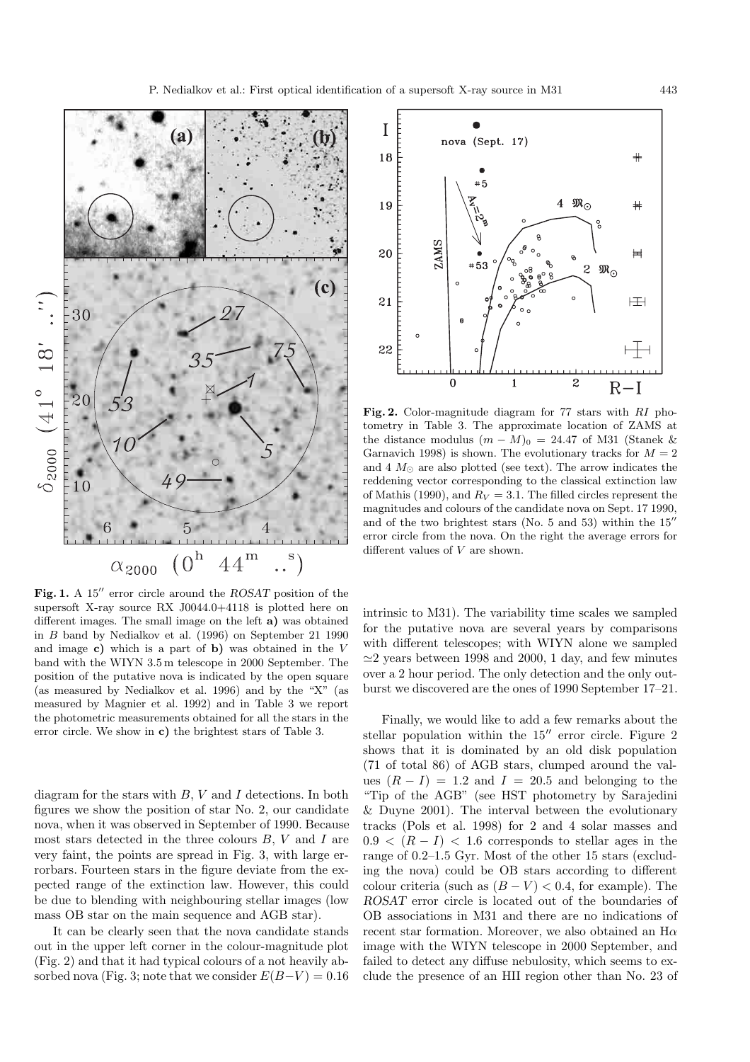**Fig. 1.** A 15″ error circle around the *ROSAT* position of the supersoft X-ray source RX J0044.0+4118 is plotted here on different images. The small image on the left **a)** was obtained in $B$ band by Nedialkov et al. (1996) on September 21 1990 and image **c)** which is a part of **b)** was obtained in the $V$ band with the WIYN 3.5 m telescope in 2000 September. The position of the putative nova is indicated by the open square (as measured by Nedialkov et al. 1996) and by the "X" (as measured by Magnier et al. 1992) and in Table 3 we report the photometric measurements obtained for all the stars in the error circle. We show in **c)** the brightest stars of Table 3.

**Fig. 2.** Color-magnitude diagram for 77 stars with $RI$ photometry in Table 3. The approximate location of ZAMS at the distance modulus $(m - M)_0 = 24.47$ of M31 (Stanek & Garnavich 1998) is shown. The evolutionary tracks for $M = 2$ and 4 $M_\odot$ are also plotted (see text). The arrow indicates the reddening vector corresponding to the classical extinction law of Mathis (1990), and $R_V = 3.1$. The filled circles represent the magnitudes and colours of the candidate nova on Sept. 17 1990, and of the two brightest stars (No. 5 and 53) within the 15″ error circle from the nova. On the right the average errors for different values of $V$ are shown.

diagram for the stars with $B$, $V$ and $I$ detections. In both figures we show the position of star No. 2, our candidate nova, when it was observed in September of 1990. Because most stars detected in the three colours $B$, $V$ and $I$ are very faint, the points are spread in Fig. 3, with large errorbars. Fourteen stars in the figure deviate from the expected range of the extinction law. However, this could be due to blending with neighbouring stellar images (low mass OB star on the main sequence and AGB star).

It can be clearly seen that the nova candidate stands out in the upper left corner in the colour-magnitude plot (Fig. 2) and that it had typical colours of a not heavily absorbed nova (Fig. 3; note that we consider $E(B-V) = 0.16$ intrinsic to M31). The variability time scales we sampled for the putative nova are several years by comparisons with different telescopes; with WIYN alone we sampled $\simeq$2 years between 1998 and 2000, 1 day, and few minutes over a 2 hour period. The only detection and the only outburst we discovered are the ones of 1990 September 17–21.

Finally, we would like to add a few remarks about the stellar population within the 15″ error circle. Figure 2 shows that it is dominated by an old disk population (71 of total 86) of AGB stars, clumped around the values $(R - I) = 1.2$ and $I = 20.5$ and belonging to the "Tip of the AGB" (see HST photometry by Sarajedini & Duyne 2001). The interval between the evolutionary tracks (Pols et al. 1998) for 2 and 4 solar masses and $0.9 < (R - I) < 1.6$ corresponds to stellar ages in the range of 0.2–1.5 Gyr. Most of the other 15 stars (excluding the nova) could be OB stars according to different colour criteria (such as $(B - V) < 0.4$, for example). The *ROSAT* error circle is located out of the boundaries of OB associations in M31 and there are no indications of recent star formation. Moreover, we also obtained an H$\alpha$ image with the WIYN telescope in 2000 September, and failed to detect any diffuse nebulosity, which seems to exclude the presence of an HII region other than No. 23 of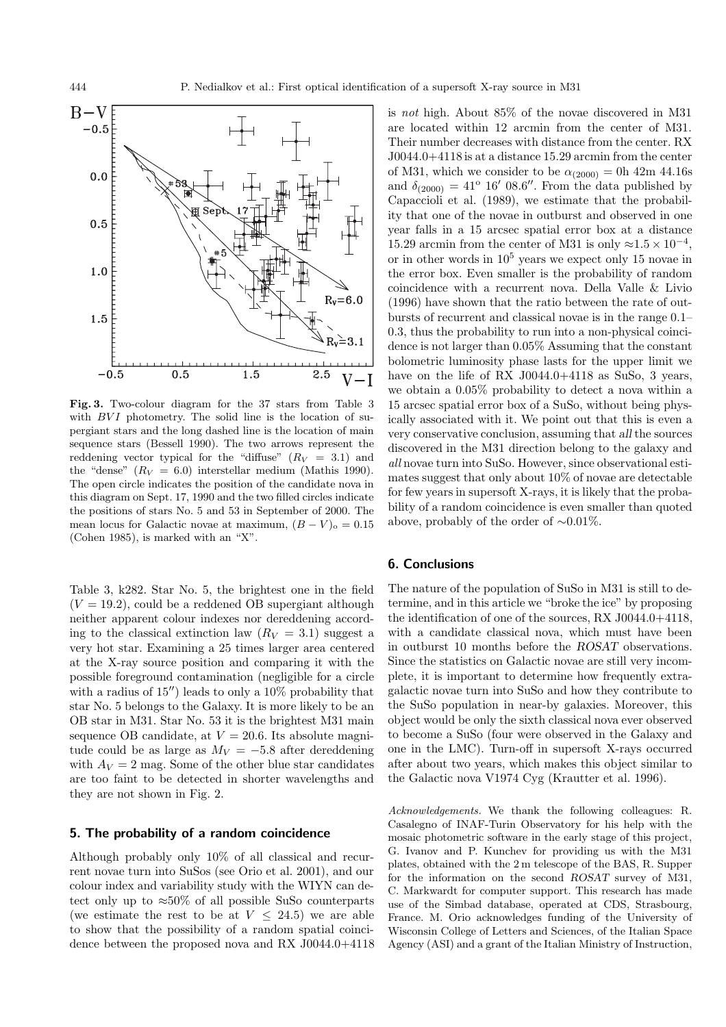**Fig. 3.** Two-colour diagram for the 37 stars from Table 3 with $BVI$ photometry. The solid line is the location of supergiant stars and the long dashed line is the location of main sequence stars (Bessell 1990). The two arrows represent the reddening vector typical for the "diffuse" ($R_V = 3.1$) and the "dense" ($R_V = 6.0$) interstellar medium (Mathis 1990). The open circle indicates the position of the candidate nova in this diagram on Sept. 17, 1990 and the two filled circles indicate the positions of stars No. 5 and 53 in September of 2000. The mean locus for Galactic novae at maximum, $(B-V)_o = 0.15$ (Cohen 1985), is marked with an "X".

Table 3, k282. Star No. 5, the brightest one in the field ($V = 19.2$), could be a reddened OB supergiant although neither apparent colour indexes nor dereddening according to the classical extinction law ($R_V = 3.1$) suggest a very hot star. Examining a 25 times larger area centered at the X-ray source position and comparing it with the possible foreground contamination (negligible for a circle with a radius of 15″) leads to only a 10% probability that star No. 5 belongs to the Galaxy. It is more likely to be an OB star in M31. Star No. 53 it is the brightest M31 main sequence OB candidate, at $V = 20.6$. Its absolute magnitude could be as large as $M_V = -5.8$ after dereddening with $A_V = 2$ mag. Some of the other blue star candidates are too faint to be detected in shorter wavelengths and they are not shown in Fig. 2.

## 5. The probability of a random coincidence

Although probably only 10% of all classical and recurrent novae turn into SuSos (see Orio et al. 2001), and our colour index and variability study with the WIYN can detect only up to ≈50% of all possible SuSo counterparts (we estimate the rest to be at $V \leq 24.5$) we are able to show that the possibility of a random spatial coincidence between the proposed nova and RX J0044.0+4118 is *not* high. About 85% of the novae discovered in M31 are located within 12 arcmin from the center of M31. Their number decreases with distance from the center. RX J0044.0+4118 is at a distance 15.29 arcmin from the center of M31, which we consider to be $\alpha_{(2000)}$ = 0h 42m 44.16s and $\delta_{(2000)} = 41^{\rm o}\ 16'\ 08.6''$. From the data published by Capaccioli et al. (1989), we estimate that the probability that one of the novae in outburst and observed in one year falls in a 15 arcsec spatial error box at a distance 15.29 arcmin from the center of M31 is only $\approx 1.5 \times 10^{-4}$, or in other words in $10^5$ years we expect only 15 novae in the error box. Even smaller is the probability of random coincidence with a recurrent nova. Della Valle & Livio (1996) have shown that the ratio between the rate of outbursts of recurrent and classical novae is in the range 0.1–0.3, thus the probability to run into a non-physical coincidence is not larger than 0.05% Assuming that the constant bolometric luminosity phase lasts for the upper limit we have on the life of RX J0044.0+4118 as SuSo, 3 years, we obtain a 0.05% probability to detect a nova within a 15 arcsec spatial error box of a SuSo, without being physically associated with it. We point out that this is even a very conservative conclusion, assuming that *all* the sources discovered in the M31 direction belong to the galaxy and *all* novae turn into SuSo. However, since observational estimates suggest that only about 10% of novae are detectable for few years in supersoft X-rays, it is likely that the probability of a random coincidence is even smaller than quoted above, probably of the order of ∼0.01%.

## 6. Conclusions

The nature of the population of SuSo in M31 is still to determine, and in this article we "broke the ice" by proposing the identification of one of the sources, RX J0044.0+4118, with a candidate classical nova, which must have been in outburst 10 months before the *ROSAT* observations. Since the statistics on Galactic novae are still very incomplete, it is important to determine how frequently extragalactic novae turn into SuSo and how they contribute to the SuSo population in near-by galaxies. Moreover, this object would be only the sixth classical nova ever observed to become a SuSo (four were observed in the Galaxy and one in the LMC). Turn-off in supersoft X-rays occurred after about two years, which makes this object similar to the Galactic nova V1974 Cyg (Krautter et al. 1996).

*Acknowledgements.* We thank the following colleagues: R. Casalegno of INAF-Turin Observatory for his help with the mosaic photometric software in the early stage of this project, G. Ivanov and P. Kunchev for providing us with the M31 plates, obtained with the 2 m telescope of the BAS, R. Supper for the information on the second *ROSAT* survey of M31, C. Markwardt for computer support. This research has made use of the Simbad database, operated at CDS, Strasbourg, France. M. Orio acknowledges funding of the University of Wisconsin College of Letters and Sciences, of the Italian Space Agency (ASI) and a grant of the Italian Ministry of Instruction,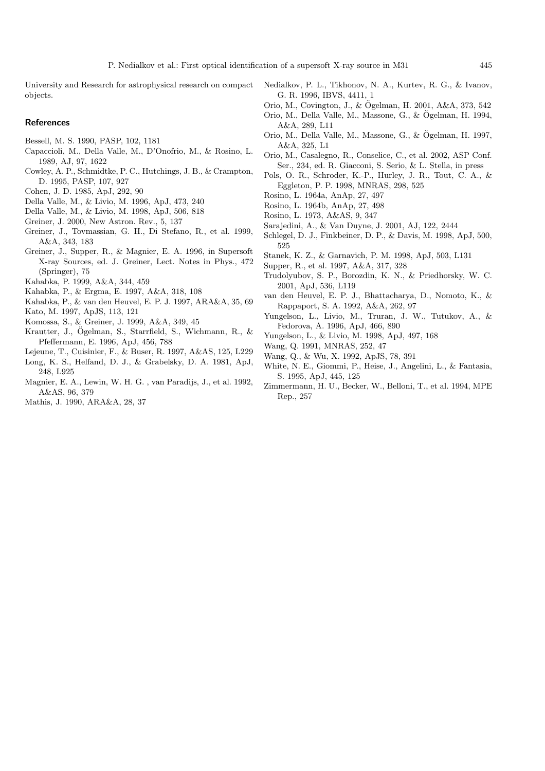University and Research for astrophysical research on compact objects.

## References

Bessell, M. S. 1990, PASP, 102, 1181

Capaccioli, M., Della Valle, M., D'Onofrio, M., & Rosino, L. 1989, AJ, 97, 1622

Cowley, A. P., Schmidtke, P. C., Hutchings, J. B., & Crampton, D. 1995, PASP, 107, 927

Cohen, J. D. 1985, ApJ, 292, 90

Della Valle, M., & Livio, M. 1996, ApJ, 473, 240

Della Valle, M., & Livio, M. 1998, ApJ, 506, 818

Greiner, J. 2000, New Astron. Rev., 5, 137

Greiner, J., Tovmassian, G. H., Di Stefano, R., et al. 1999, A&A, 343, 183

Greiner, J., Supper, R., & Magnier, E. A. 1996, in Supersoft X-ray Sources, ed. J. Greiner, Lect. Notes in Phys., 472 (Springer), 75

Kahabka, P. 1999, A&A, 344, 459

Kahabka, P., & Ergma, E. 1997, A&A, 318, 108

Kahabka, P., & van den Heuvel, E. P. J. 1997, ARA&A, 35, 69

Kato, M. 1997, ApJS, 113, 121

Komossa, S., & Greiner, J. 1999, A&A, 349, 45

Krautter, J., Ögelman, S., Starrfield, S., Wichmann, R., & Pfeffermann, E. 1996, ApJ, 456, 788

Lejeune, T., Cuisinier, F., & Buser, R. 1997, A&AS, 125, L229

Long, K. S., Helfand, D. J., & Grabelsky, D. A. 1981, ApJ, 248, L925

Magnier, E. A., Lewin, W. H. G. , van Paradijs, J., et al. 1992, A&AS, 96, 379

Mathis, J. 1990, ARA&A, 28, 37

Nedialkov, P. L., Tikhonov, N. A., Kurtev, R. G., & Ivanov, G. R. 1996, IBVS, 4411, 1

Orio, M., Covington, J., & Ögelman, H. 2001, A&A, 373, 542

Orio, M., Della Valle, M., Massone, G., & Ögelman, H. 1994, A&A, 289, L11

Orio, M., Della Valle, M., Massone, G., & Ögelman, H. 1997, A&A, 325, L1

Orio, M., Casalegno, R., Conselice, C., et al. 2002, ASP Conf. Ser., 234, ed. R. Giacconi, S. Serio, & L. Stella, in press

Pols, O. R., Schroder, K.-P., Hurley, J. R., Tout, C. A., & Eggleton, P. P. 1998, MNRAS, 298, 525

Rosino, L. 1964a, AnAp, 27, 497

Rosino, L. 1964b, AnAp, 27, 498

Rosino, L. 1973, A&AS, 9, 347

Sarajedini, A., & Van Duyne, J. 2001, AJ, 122, 2444

Schlegel, D. J., Finkbeiner, D. P., & Davis, M. 1998, ApJ, 500, 525

Stanek, K. Z., & Garnavich, P. M. 1998, ApJ, 503, L131

Supper, R., et al. 1997, A&A, 317, 328

Trudolyubov, S. P., Borozdin, K. N., & Priedhorsky, W. C. 2001, ApJ, 536, L119

van den Heuvel, E. P. J., Bhattacharya, D., Nomoto, K., & Rappaport, S. A. 1992, A&A, 262, 97

Yungelson, L., Livio, M., Truran, J. W., Tutukov, A., & Fedorova, A. 1996, ApJ, 466, 890

Yungelson, L., & Livio, M. 1998, ApJ, 497, 168

Wang, Q. 1991, MNRAS, 252, 47

Wang, Q., & Wu, X. 1992, ApJS, 78, 391

White, N. E., Giommi, P., Heise, J., Angelini, L., & Fantasia, S. 1995, ApJ, 445, 125

Zimmermann, H. U., Becker, W., Belloni, T., et al. 1994, MPE Rep., 257